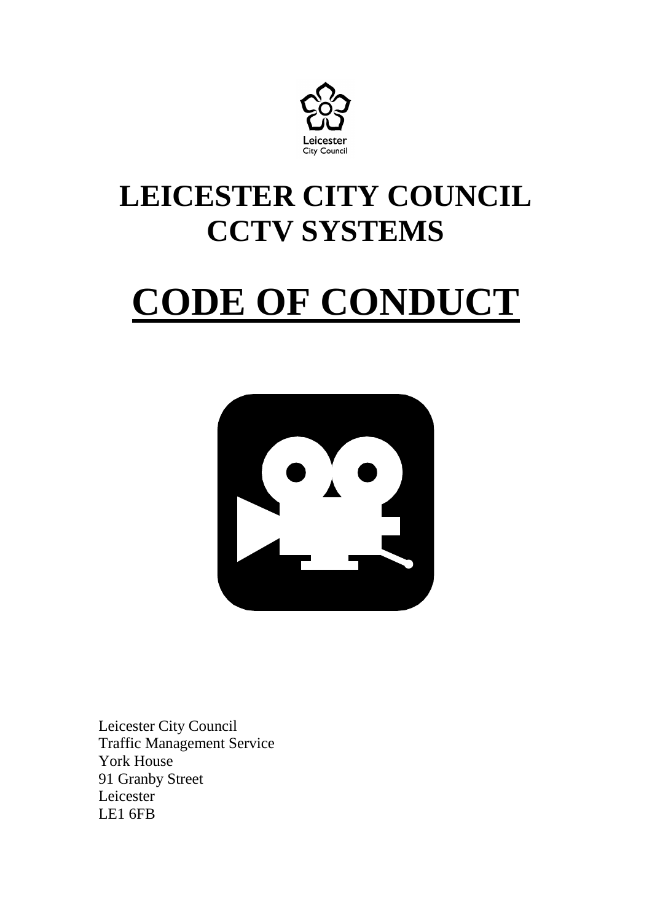Leicester
City Council

# LEICESTER CITY COUNCIL CCTV SYSTEMS

# CODE OF CONDUCT

Leicester City Council
Traffic Management Service
York House
91 Granby Street
Leicester
LE1 6FB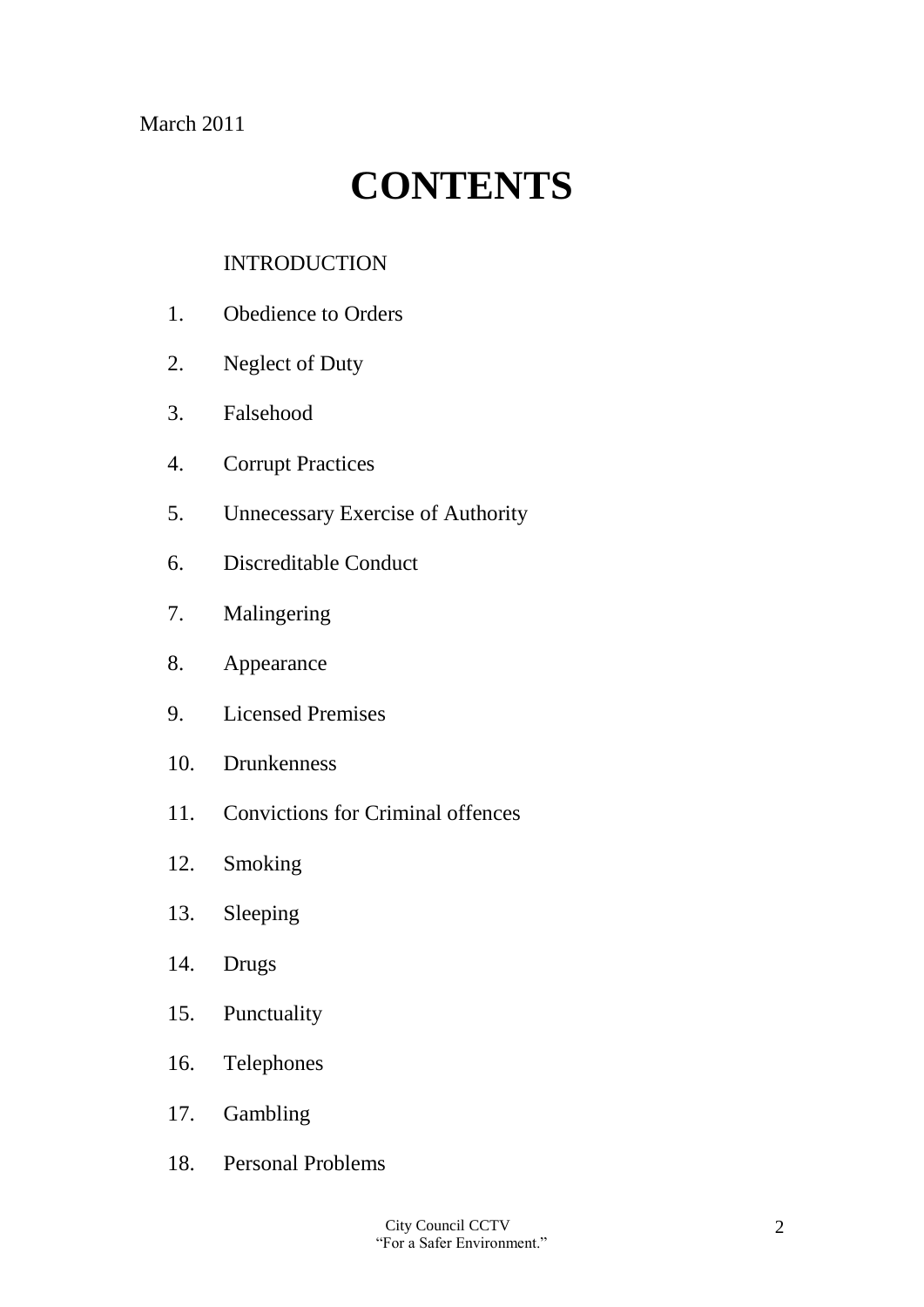March 2011

# CONTENTS

INTRODUCTION

1. Obedience to Orders
2. Neglect of Duty
3. Falsehood
4. Corrupt Practices
5. Unnecessary Exercise of Authority
6. Discreditable Conduct
7. Malingering
8. Appearance
9. Licensed Premises
10. Drunkenness
11. Convictions for Criminal offences
12. Smoking
13. Sleeping
14. Drugs
15. Punctuality
16. Telephones
17. Gambling
18. Personal Problems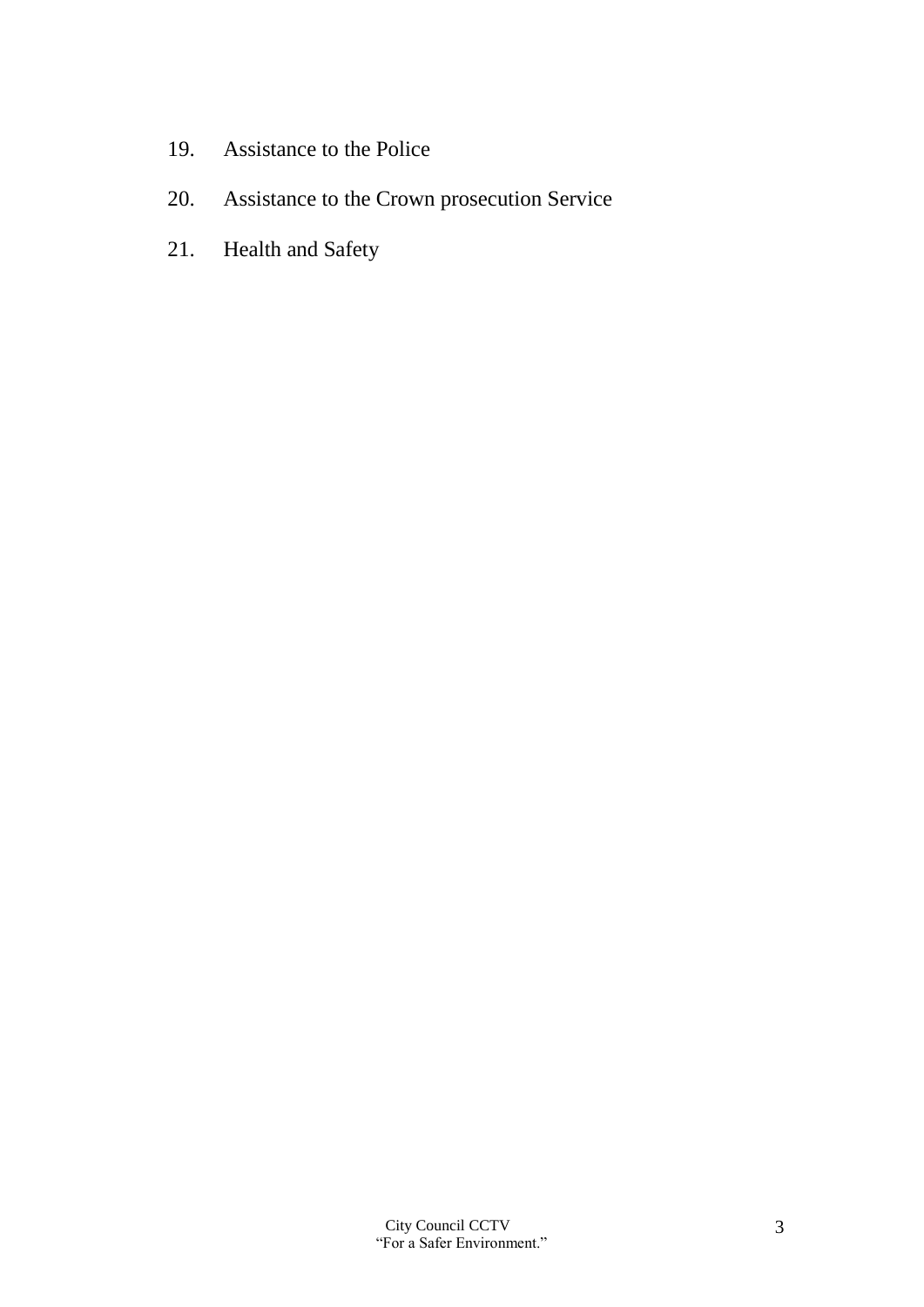19. Assistance to the Police
20. Assistance to the Crown prosecution Service
21. Health and Safety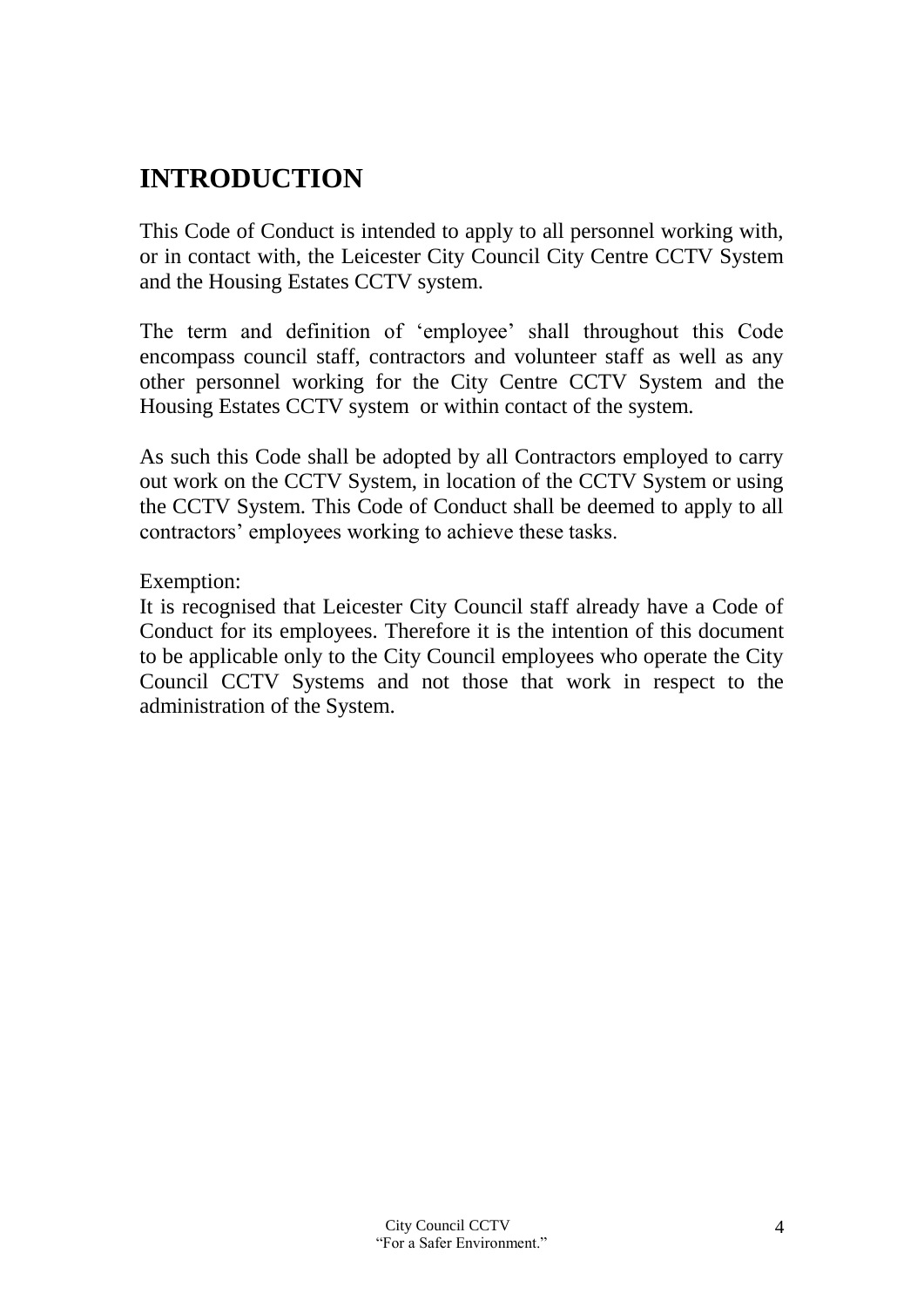# INTRODUCTION

This Code of Conduct is intended to apply to all personnel working with, or in contact with, the Leicester City Council City Centre CCTV System and the Housing Estates CCTV system.

The term and definition of 'employee' shall throughout this Code encompass council staff, contractors and volunteer staff as well as any other personnel working for the City Centre CCTV System and the Housing Estates CCTV system or within contact of the system.

As such this Code shall be adopted by all Contractors employed to carry out work on the CCTV System, in location of the CCTV System or using the CCTV System. This Code of Conduct shall be deemed to apply to all contractors' employees working to achieve these tasks.

Exemption:
It is recognised that Leicester City Council staff already have a Code of Conduct for its employees. Therefore it is the intention of this document to be applicable only to the City Council employees who operate the City Council CCTV Systems and not those that work in respect to the administration of the System.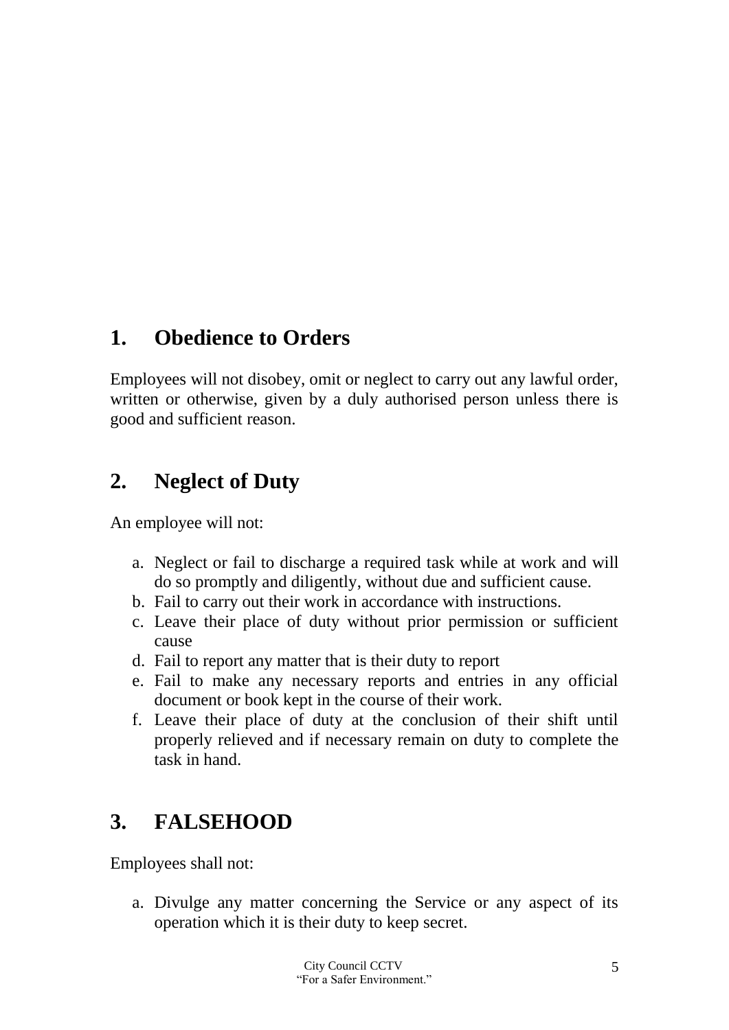## 1. Obedience to Orders

Employees will not disobey, omit or neglect to carry out any lawful order, written or otherwise, given by a duly authorised person unless there is good and sufficient reason.

## 2. Neglect of Duty

An employee will not:

a. Neglect or fail to discharge a required task while at work and will do so promptly and diligently, without due and sufficient cause.
b. Fail to carry out their work in accordance with instructions.
c. Leave their place of duty without prior permission or sufficient cause
d. Fail to report any matter that is their duty to report
e. Fail to make any necessary reports and entries in any official document or book kept in the course of their work.
f. Leave their place of duty at the conclusion of their shift until properly relieved and if necessary remain on duty to complete the task in hand.

## 3. FALSEHOOD

Employees shall not:

a. Divulge any matter concerning the Service or any aspect of its operation which it is their duty to keep secret.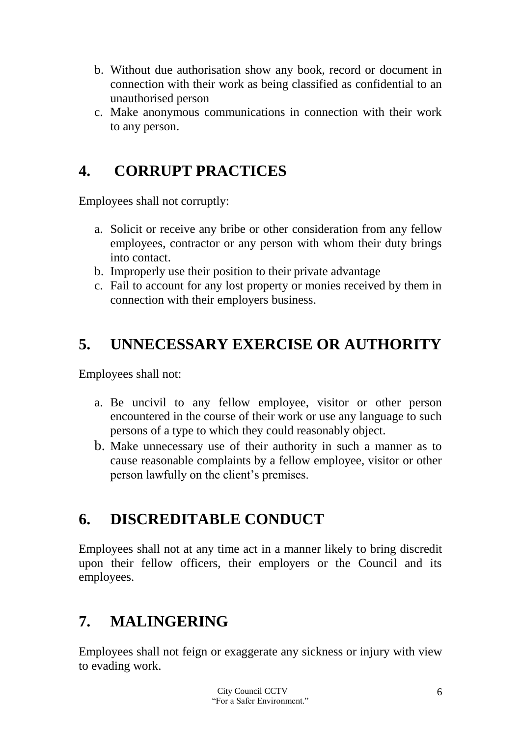b. Without due authorisation show any book, record or document in connection with their work as being classified as confidential to an unauthorised person
c. Make anonymous communications in connection with their work to any person.

## 4. CORRUPT PRACTICES

Employees shall not corruptly:

a. Solicit or receive any bribe or other consideration from any fellow employees, contractor or any person with whom their duty brings into contact.
b. Improperly use their position to their private advantage
c. Fail to account for any lost property or monies received by them in connection with their employers business.

## 5. UNNECESSARY EXERCISE OR AUTHORITY

Employees shall not:

a. Be uncivil to any fellow employee, visitor or other person encountered in the course of their work or use any language to such persons of a type to which they could reasonably object.
b. Make unnecessary use of their authority in such a manner as to cause reasonable complaints by a fellow employee, visitor or other person lawfully on the client's premises.

## 6. DISCREDITABLE CONDUCT

Employees shall not at any time act in a manner likely to bring discredit upon their fellow officers, their employers or the Council and its employees.

## 7. MALINGERING

Employees shall not feign or exaggerate any sickness or injury with view to evading work.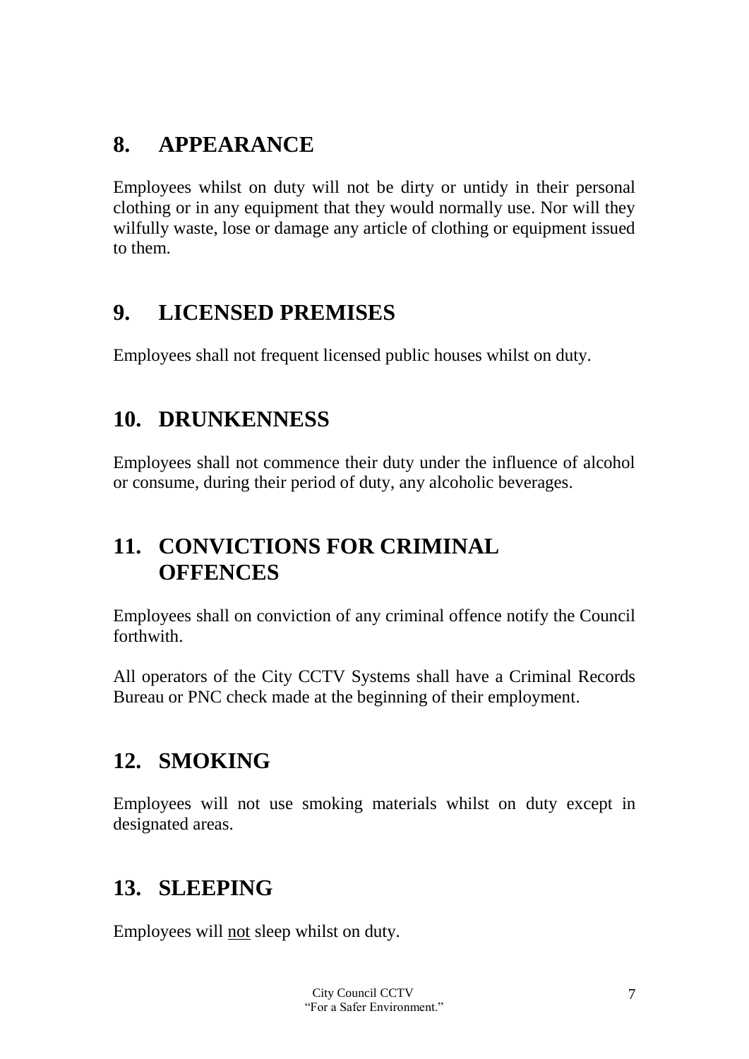## 8. APPEARANCE

Employees whilst on duty will not be dirty or untidy in their personal clothing or in any equipment that they would normally use. Nor will they wilfully waste, lose or damage any article of clothing or equipment issued to them.

## 9. LICENSED PREMISES

Employees shall not frequent licensed public houses whilst on duty.

## 10. DRUNKENNESS

Employees shall not commence their duty under the influence of alcohol or consume, during their period of duty, any alcoholic beverages.

## 11. CONVICTIONS FOR CRIMINAL OFFENCES

Employees shall on conviction of any criminal offence notify the Council forthwith.

All operators of the City CCTV Systems shall have a Criminal Records Bureau or PNC check made at the beginning of their employment.

## 12. SMOKING

Employees will not use smoking materials whilst on duty except in designated areas.

## 13. SLEEPING

Employees will <u>not</u> sleep whilst on duty.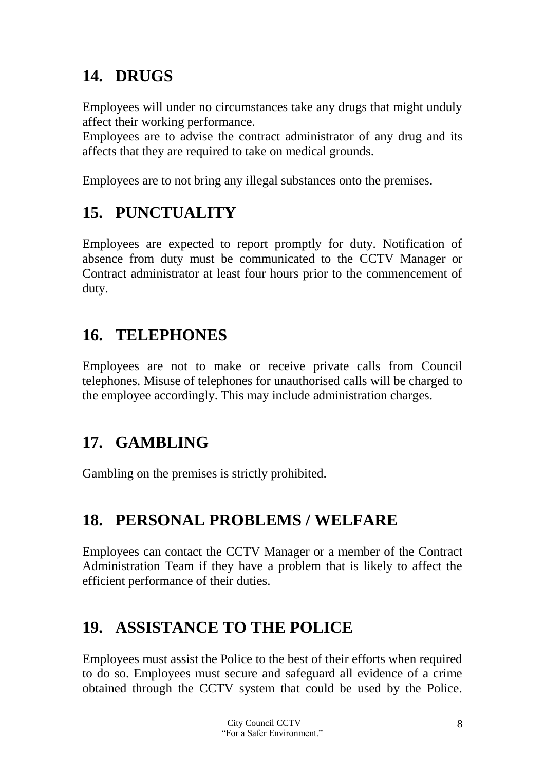## 14. DRUGS

Employees will under no circumstances take any drugs that might unduly affect their working performance.
Employees are to advise the contract administrator of any drug and its affects that they are required to take on medical grounds.

Employees are to not bring any illegal substances onto the premises.

## 15. PUNCTUALITY

Employees are expected to report promptly for duty. Notification of absence from duty must be communicated to the CCTV Manager or Contract administrator at least four hours prior to the commencement of duty.

## 16. TELEPHONES

Employees are not to make or receive private calls from Council telephones. Misuse of telephones for unauthorised calls will be charged to the employee accordingly. This may include administration charges.

## 17. GAMBLING

Gambling on the premises is strictly prohibited.

## 18. PERSONAL PROBLEMS / WELFARE

Employees can contact the CCTV Manager or a member of the Contract Administration Team if they have a problem that is likely to affect the efficient performance of their duties.

## 19. ASSISTANCE TO THE POLICE

Employees must assist the Police to the best of their efforts when required to do so. Employees must secure and safeguard all evidence of a crime obtained through the CCTV system that could be used by the Police.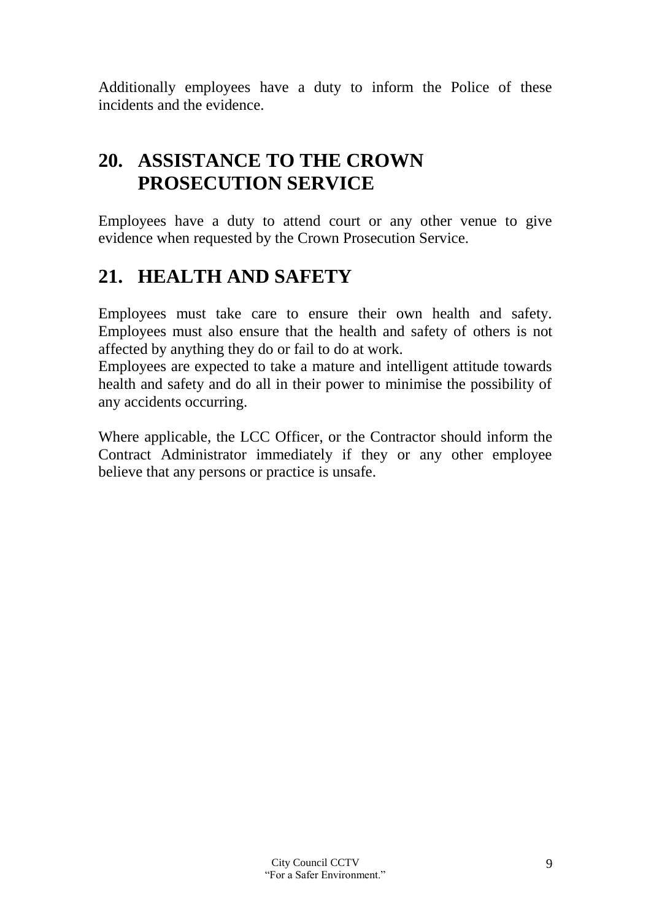Additionally employees have a duty to inform the Police of these incidents and the evidence.

## 20. ASSISTANCE TO THE CROWN PROSECUTION SERVICE

Employees have a duty to attend court or any other venue to give evidence when requested by the Crown Prosecution Service.

## 21. HEALTH AND SAFETY

Employees must take care to ensure their own health and safety. Employees must also ensure that the health and safety of others is not affected by anything they do or fail to do at work.
Employees are expected to take a mature and intelligent attitude towards health and safety and do all in their power to minimise the possibility of any accidents occurring.

Where applicable, the LCC Officer, or the Contractor should inform the Contract Administrator immediately if they or any other employee believe that any persons or practice is unsafe.